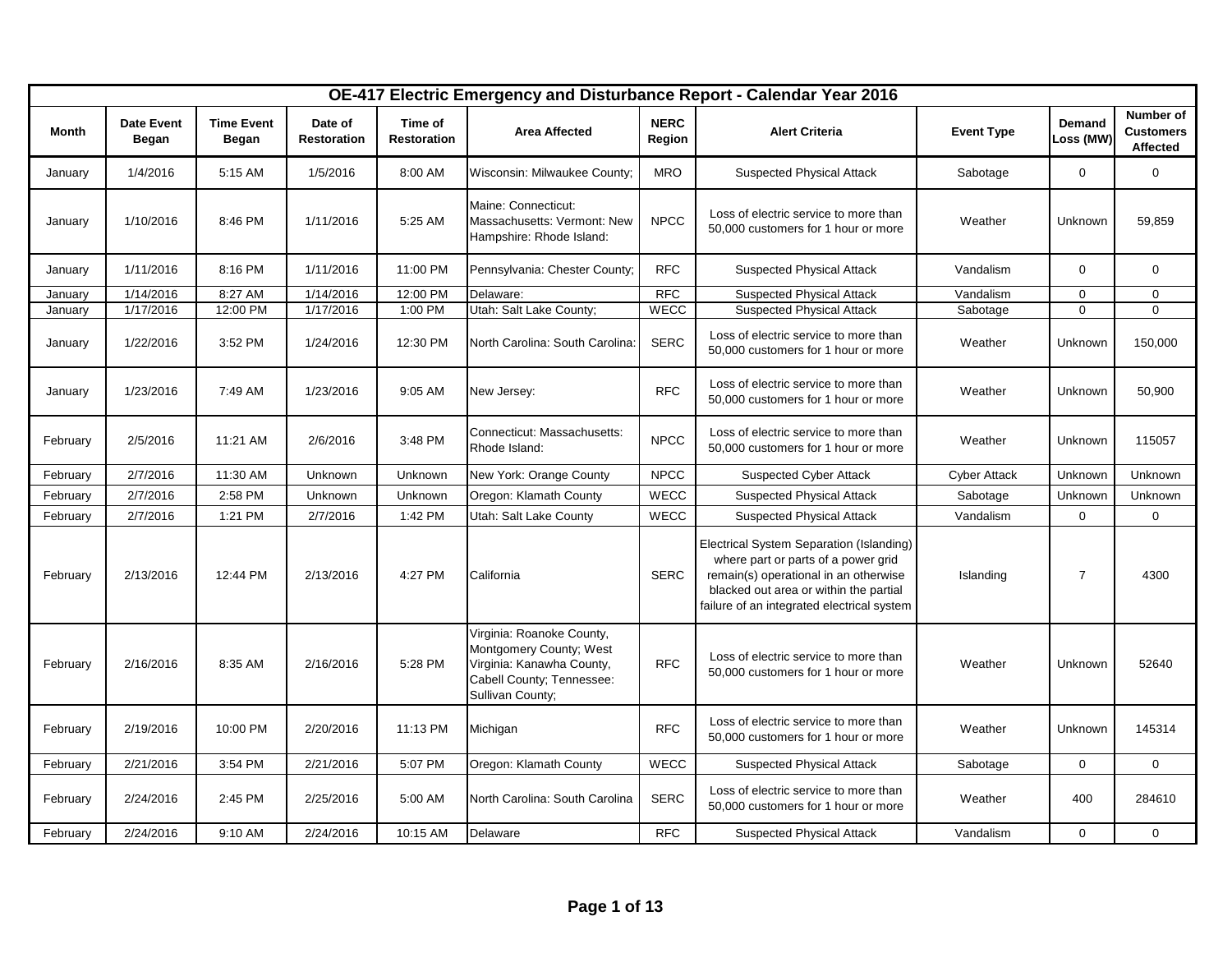| OE-417 Electric Emergency and Disturbance Report - Calendar Year 2016 | | | | | | | | | | |
|---|---|---|---|---|---|---|---|---|---|---|
| **Month** | **Date Event Began** | **Time Event Began** | **Date of Restoration** | **Time of Restoration** | **Area Affected** | **NERC Region** | **Alert Criteria** | **Event Type** | **Demand Loss (MW)** | **Number of Customers Affected** |
| January | 1/4/2016 | 5:15 AM | 1/5/2016 | 8:00 AM | Wisconsin: Milwaukee County; | MRO | Suspected Physical Attack | Sabotage | 0 | 0 |
| January | 1/10/2016 | 8:46 PM | 1/11/2016 | 5:25 AM | Maine: Connecticut: Massachusetts: Vermont: New Hampshire: Rhode Island: | NPCC | Loss of electric service to more than 50,000 customers for 1 hour or more | Weather | Unknown | 59,859 |
| January | 1/11/2016 | 8:16 PM | 1/11/2016 | 11:00 PM | Pennsylvania: Chester County; | RFC | Suspected Physical Attack | Vandalism | 0 | 0 |
| January | 1/14/2016 | 8:27 AM | 1/14/2016 | 12:00 PM | Delaware: | RFC | Suspected Physical Attack | Vandalism | 0 | 0 |
| January | 1/17/2016 | 12:00 PM | 1/17/2016 | 1:00 PM | Utah: Salt Lake County; | WECC | Suspected Physical Attack | Sabotage | 0 | 0 |
| January | 1/22/2016 | 3:52 PM | 1/24/2016 | 12:30 PM | North Carolina: South Carolina: | SERC | Loss of electric service to more than 50,000 customers for 1 hour or more | Weather | Unknown | 150,000 |
| January | 1/23/2016 | 7:49 AM | 1/23/2016 | 9:05 AM | New Jersey: | RFC | Loss of electric service to more than 50,000 customers for 1 hour or more | Weather | Unknown | 50,900 |
| February | 2/5/2016 | 11:21 AM | 2/6/2016 | 3:48 PM | Connecticut: Massachusetts: Rhode Island: | NPCC | Loss of electric service to more than 50,000 customers for 1 hour or more | Weather | Unknown | 115057 |
| February | 2/7/2016 | 11:30 AM | Unknown | Unknown | New York: Orange County | NPCC | Suspected Cyber Attack | Cyber Attack | Unknown | Unknown |
| February | 2/7/2016 | 2:58 PM | Unknown | Unknown | Oregon: Klamath County | WECC | Suspected Physical Attack | Sabotage | Unknown | Unknown |
| February | 2/7/2016 | 1:21 PM | 2/7/2016 | 1:42 PM | Utah: Salt Lake County | WECC | Suspected Physical Attack | Vandalism | 0 | 0 |
| February | 2/13/2016 | 12:44 PM | 2/13/2016 | 4:27 PM | California | SERC | Electrical System Separation (Islanding) where part or parts of a power grid remain(s) operational in an otherwise blacked out area or within the partial failure of an integrated electrical system | Islanding | 7 | 4300 |
| February | 2/16/2016 | 8:35 AM | 2/16/2016 | 5:28 PM | Virginia: Roanoke County, Montgomery County; West Virginia: Kanawha County, Cabell County; Tennessee: Sullivan County; | RFC | Loss of electric service to more than 50,000 customers for 1 hour or more | Weather | Unknown | 52640 |
| February | 2/19/2016 | 10:00 PM | 2/20/2016 | 11:13 PM | Michigan | RFC | Loss of electric service to more than 50,000 customers for 1 hour or more | Weather | Unknown | 145314 |
| February | 2/21/2016 | 3:54 PM | 2/21/2016 | 5:07 PM | Oregon: Klamath County | WECC | Suspected Physical Attack | Sabotage | 0 | 0 |
| February | 2/24/2016 | 2:45 PM | 2/25/2016 | 5:00 AM | North Carolina: South Carolina | SERC | Loss of electric service to more than 50,000 customers for 1 hour or more | Weather | 400 | 284610 |
| February | 2/24/2016 | 9:10 AM | 2/24/2016 | 10:15 AM | Delaware | RFC | Suspected Physical Attack | Vandalism | 0 | 0 |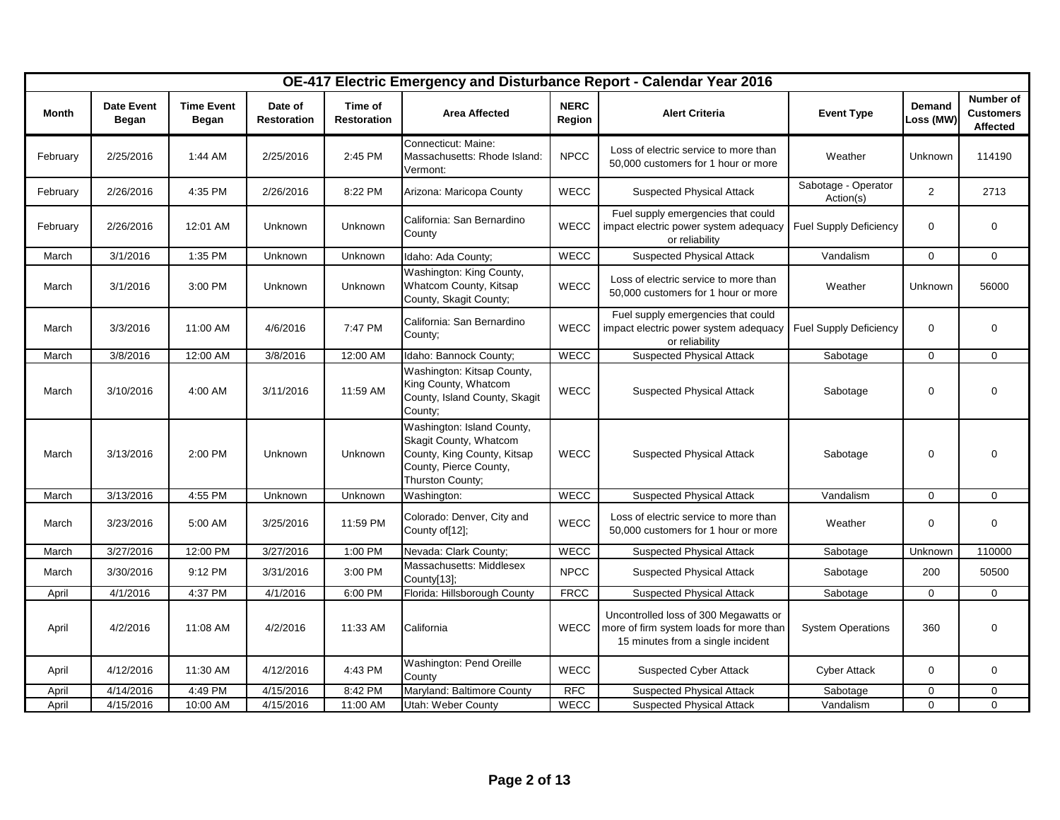| OE-417 Electric Emergency and Disturbance Report - Calendar Year 2016 | | | | | | | | | | |
|---|---|---|---|---|---|---|---|---|---|---|
| **Month** | **Date Event Began** | **Time Event Began** | **Date of Restoration** | **Time of Restoration** | **Area Affected** | **NERC Region** | **Alert Criteria** | **Event Type** | **Demand Loss (MW)** | **Number of Customers Affected** |
| February | 2/25/2016 | 1:44 AM | 2/25/2016 | 2:45 PM | Connecticut: Maine: Massachusetts: Rhode Island: Vermont: | NPCC | Loss of electric service to more than 50,000 customers for 1 hour or more | Weather | Unknown | 114190 |
| February | 2/26/2016 | 4:35 PM | 2/26/2016 | 8:22 PM | Arizona: Maricopa County | WECC | Suspected Physical Attack | Sabotage - Operator Action(s) | 2 | 2713 |
| February | 2/26/2016 | 12:01 AM | Unknown | Unknown | California: San Bernardino County | WECC | Fuel supply emergencies that could impact electric power system adequacy or reliability | Fuel Supply Deficiency | 0 | 0 |
| March | 3/1/2016 | 1:35 PM | Unknown | Unknown | Idaho: Ada County; | WECC | Suspected Physical Attack | Vandalism | 0 | 0 |
| March | 3/1/2016 | 3:00 PM | Unknown | Unknown | Washington: King County, Whatcom County, Kitsap County, Skagit County; | WECC | Loss of electric service to more than 50,000 customers for 1 hour or more | Weather | Unknown | 56000 |
| March | 3/3/2016 | 11:00 AM | 4/6/2016 | 7:47 PM | California: San Bernardino County; | WECC | Fuel supply emergencies that could impact electric power system adequacy or reliability | Fuel Supply Deficiency | 0 | 0 |
| March | 3/8/2016 | 12:00 AM | 3/8/2016 | 12:00 AM | Idaho: Bannock County; | WECC | Suspected Physical Attack | Sabotage | 0 | 0 |
| March | 3/10/2016 | 4:00 AM | 3/11/2016 | 11:59 AM | Washington: Kitsap County, King County, Whatcom County, Island County, Skagit County; | WECC | Suspected Physical Attack | Sabotage | 0 | 0 |
| March | 3/13/2016 | 2:00 PM | Unknown | Unknown | Washington: Island County, Skagit County, Whatcom County, King County, Kitsap County, Pierce County, Thurston County; | WECC | Suspected Physical Attack | Sabotage | 0 | 0 |
| March | 3/13/2016 | 4:55 PM | Unknown | Unknown | Washington: | WECC | Suspected Physical Attack | Vandalism | 0 | 0 |
| March | 3/23/2016 | 5:00 AM | 3/25/2016 | 11:59 PM | Colorado: Denver, City and County of[12]; | WECC | Loss of electric service to more than 50,000 customers for 1 hour or more | Weather | 0 | 0 |
| March | 3/27/2016 | 12:00 PM | 3/27/2016 | 1:00 PM | Nevada: Clark County; | WECC | Suspected Physical Attack | Sabotage | Unknown | 110000 |
| March | 3/30/2016 | 9:12 PM | 3/31/2016 | 3:00 PM | Massachusetts: Middlesex County[13]; | NPCC | Suspected Physical Attack | Sabotage | 200 | 50500 |
| April | 4/1/2016 | 4:37 PM | 4/1/2016 | 6:00 PM | Florida: Hillsborough County | FRCC | Suspected Physical Attack | Sabotage | 0 | 0 |
| April | 4/2/2016 | 11:08 AM | 4/2/2016 | 11:33 AM | California | WECC | Uncontrolled loss of 300 Megawatts or more of firm system loads for more than 15 minutes from a single incident | System Operations | 360 | 0 |
| April | 4/12/2016 | 11:30 AM | 4/12/2016 | 4:43 PM | Washington: Pend Oreille County | WECC | Suspected Cyber Attack | Cyber Attack | 0 | 0 |
| April | 4/14/2016 | 4:49 PM | 4/15/2016 | 8:42 PM | Maryland: Baltimore County | RFC | Suspected Physical Attack | Sabotage | 0 | 0 |
| April | 4/15/2016 | 10:00 AM | 4/15/2016 | 11:00 AM | Utah: Weber County | WECC | Suspected Physical Attack | Vandalism | 0 | 0 |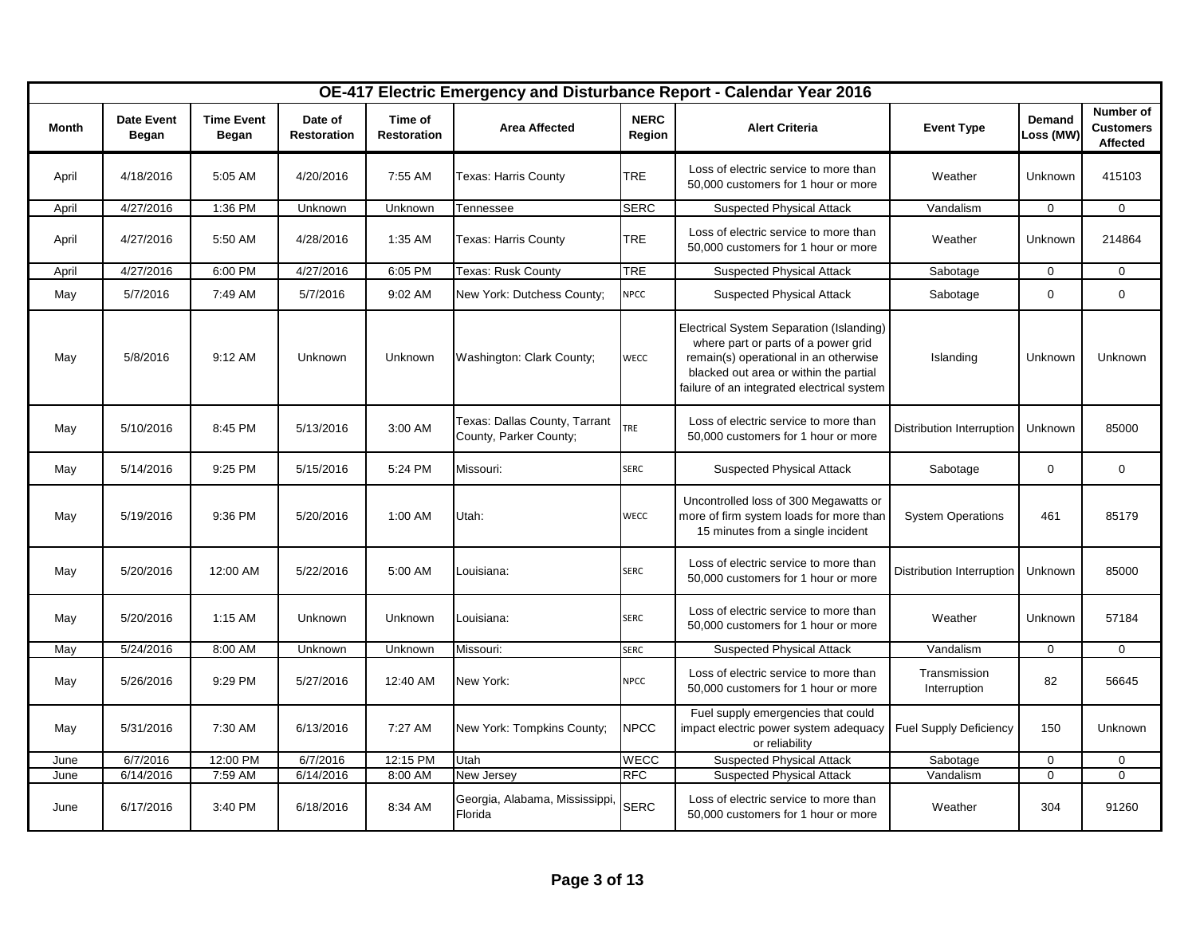| OE-417 Electric Emergency and Disturbance Report - Calendar Year 2016 | | | | | | | | | | |
|---|---|---|---|---|---|---|---|---|---|---|
| **Month** | **Date Event Began** | **Time Event Began** | **Date of Restoration** | **Time of Restoration** | **Area Affected** | **NERC Region** | **Alert Criteria** | **Event Type** | **Demand Loss (MW)** | **Number of Customers Affected** |
| April | 4/18/2016 | 5:05 AM | 4/20/2016 | 7:55 AM | Texas: Harris County | TRE | Loss of electric service to more than 50,000 customers for 1 hour or more | Weather | Unknown | 415103 |
| April | 4/27/2016 | 1:36 PM | Unknown | Unknown | Tennessee | SERC | Suspected Physical Attack | Vandalism | 0 | 0 |
| April | 4/27/2016 | 5:50 AM | 4/28/2016 | 1:35 AM | Texas: Harris County | TRE | Loss of electric service to more than 50,000 customers for 1 hour or more | Weather | Unknown | 214864 |
| April | 4/27/2016 | 6:00 PM | 4/27/2016 | 6:05 PM | Texas: Rusk County | TRE | Suspected Physical Attack | Sabotage | 0 | 0 |
| May | 5/7/2016 | 7:49 AM | 5/7/2016 | 9:02 AM | New York: Dutchess County; | NPCC | Suspected Physical Attack | Sabotage | 0 | 0 |
| May | 5/8/2016 | 9:12 AM | Unknown | Unknown | Washington: Clark County; | WECC | Electrical System Separation (Islanding) where part or parts of a power grid remain(s) operational in an otherwise blacked out area or within the partial failure of an integrated electrical system | Islanding | Unknown | Unknown |
| May | 5/10/2016 | 8:45 PM | 5/13/2016 | 3:00 AM | Texas: Dallas County, Tarrant County, Parker County; | TRE | Loss of electric service to more than 50,000 customers for 1 hour or more | Distribution Interruption | Unknown | 85000 |
| May | 5/14/2016 | 9:25 PM | 5/15/2016 | 5:24 PM | Missouri: | SERC | Suspected Physical Attack | Sabotage | 0 | 0 |
| May | 5/19/2016 | 9:36 PM | 5/20/2016 | 1:00 AM | Utah: | WECC | Uncontrolled loss of 300 Megawatts or more of firm system loads for more than 15 minutes from a single incident | System Operations | 461 | 85179 |
| May | 5/20/2016 | 12:00 AM | 5/22/2016 | 5:00 AM | Louisiana: | SERC | Loss of electric service to more than 50,000 customers for 1 hour or more | Distribution Interruption | Unknown | 85000 |
| May | 5/20/2016 | 1:15 AM | Unknown | Unknown | Louisiana: | SERC | Loss of electric service to more than 50,000 customers for 1 hour or more | Weather | Unknown | 57184 |
| May | 5/24/2016 | 8:00 AM | Unknown | Unknown | Missouri: | SERC | Suspected Physical Attack | Vandalism | 0 | 0 |
| May | 5/26/2016 | 9:29 PM | 5/27/2016 | 12:40 AM | New York: | NPCC | Loss of electric service to more than 50,000 customers for 1 hour or more | Transmission Interruption | 82 | 56645 |
| May | 5/31/2016 | 7:30 AM | 6/13/2016 | 7:27 AM | New York: Tompkins County; | NPCC | Fuel supply emergencies that could impact electric power system adequacy or reliability | Fuel Supply Deficiency | 150 | Unknown |
| June | 6/7/2016 | 12:00 PM | 6/7/2016 | 12:15 PM | Utah | WECC | Suspected Physical Attack | Sabotage | 0 | 0 |
| June | 6/14/2016 | 7:59 AM | 6/14/2016 | 8:00 AM | New Jersey | RFC | Suspected Physical Attack | Vandalism | 0 | 0 |
| June | 6/17/2016 | 3:40 PM | 6/18/2016 | 8:34 AM | Georgia, Alabama, Mississippi, Florida | SERC | Loss of electric service to more than 50,000 customers for 1 hour or more | Weather | 304 | 91260 |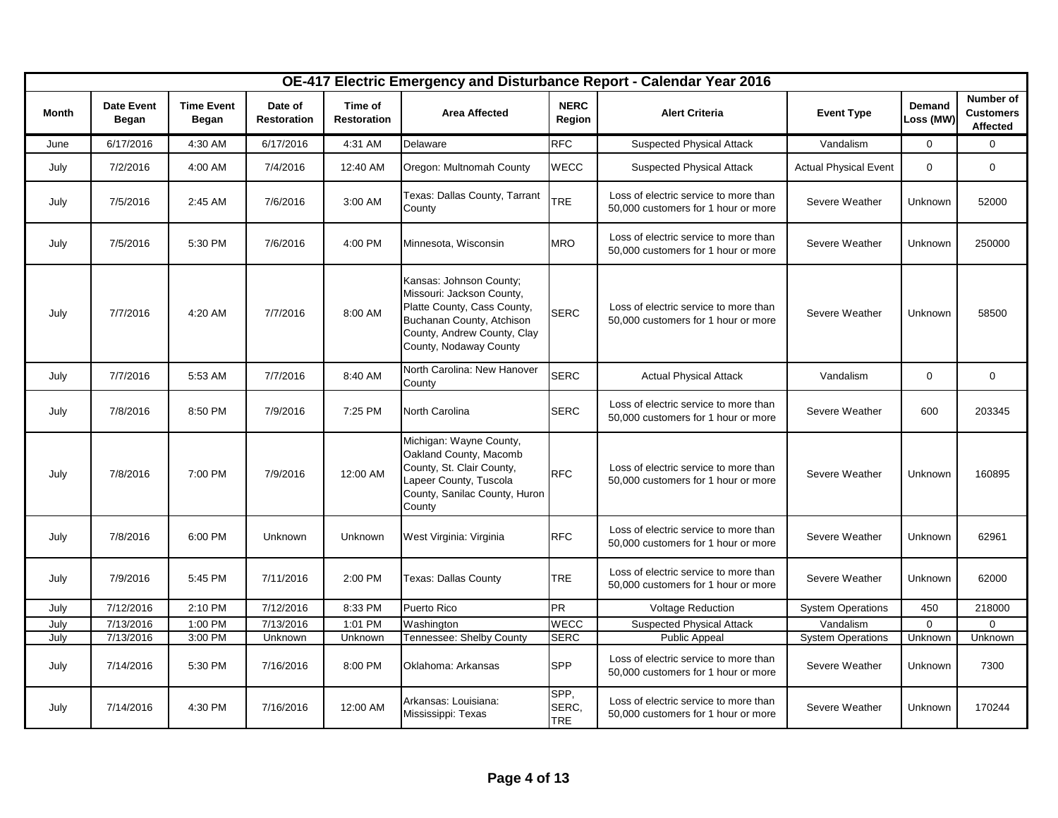| OE-417 Electric Emergency and Disturbance Report - Calendar Year 2016 | | | | | | | | | | |
|---|---|---|---|---|---|---|---|---|---|---|
| **Month** | **Date Event Began** | **Time Event Began** | **Date of Restoration** | **Time of Restoration** | **Area Affected** | **NERC Region** | **Alert Criteria** | **Event Type** | **Demand Loss (MW)** | **Number of Customers Affected** |
| June | 6/17/2016 | 4:30 AM | 6/17/2016 | 4:31 AM | Delaware | RFC | Suspected Physical Attack | Vandalism | 0 | 0 |
| July | 7/2/2016 | 4:00 AM | 7/4/2016 | 12:40 AM | Oregon: Multnomah County | WECC | Suspected Physical Attack | Actual Physical Event | 0 | 0 |
| July | 7/5/2016 | 2:45 AM | 7/6/2016 | 3:00 AM | Texas: Dallas County, Tarrant County | TRE | Loss of electric service to more than 50,000 customers for 1 hour or more | Severe Weather | Unknown | 52000 |
| July | 7/5/2016 | 5:30 PM | 7/6/2016 | 4:00 PM | Minnesota, Wisconsin | MRO | Loss of electric service to more than 50,000 customers for 1 hour or more | Severe Weather | Unknown | 250000 |
| July | 7/7/2016 | 4:20 AM | 7/7/2016 | 8:00 AM | Kansas: Johnson County; Missouri: Jackson County, Platte County, Cass County, Buchanan County, Atchison County, Andrew County, Clay County, Nodaway County | SERC | Loss of electric service to more than 50,000 customers for 1 hour or more | Severe Weather | Unknown | 58500 |
| July | 7/7/2016 | 5:53 AM | 7/7/2016 | 8:40 AM | North Carolina: New Hanover County | SERC | Actual Physical Attack | Vandalism | 0 | 0 |
| July | 7/8/2016 | 8:50 PM | 7/9/2016 | 7:25 PM | North Carolina | SERC | Loss of electric service to more than 50,000 customers for 1 hour or more | Severe Weather | 600 | 203345 |
| July | 7/8/2016 | 7:00 PM | 7/9/2016 | 12:00 AM | Michigan: Wayne County, Oakland County, Macomb County, St. Clair County, Lapeer County, Tuscola County, Sanilac County, Huron County | RFC | Loss of electric service to more than 50,000 customers for 1 hour or more | Severe Weather | Unknown | 160895 |
| July | 7/8/2016 | 6:00 PM | Unknown | Unknown | West Virginia: Virginia | RFC | Loss of electric service to more than 50,000 customers for 1 hour or more | Severe Weather | Unknown | 62961 |
| July | 7/9/2016 | 5:45 PM | 7/11/2016 | 2:00 PM | Texas: Dallas County | TRE | Loss of electric service to more than 50,000 customers for 1 hour or more | Severe Weather | Unknown | 62000 |
| July | 7/12/2016 | 2:10 PM | 7/12/2016 | 8:33 PM | Puerto Rico | PR | Voltage Reduction | System Operations | 450 | 218000 |
| July | 7/13/2016 | 1:00 PM | 7/13/2016 | 1:01 PM | Washington | WECC | Suspected Physical Attack | Vandalism | 0 | 0 |
| July | 7/13/2016 | 3:00 PM | Unknown | Unknown | Tennessee: Shelby County | SERC | Public Appeal | System Operations | Unknown | Unknown |
| July | 7/14/2016 | 5:30 PM | 7/16/2016 | 8:00 PM | Oklahoma: Arkansas | SPP | Loss of electric service to more than 50,000 customers for 1 hour or more | Severe Weather | Unknown | 7300 |
| July | 7/14/2016 | 4:30 PM | 7/16/2016 | 12:00 AM | Arkansas: Louisiana: Mississippi: Texas | SPP, SERC, TRE | Loss of electric service to more than 50,000 customers for 1 hour or more | Severe Weather | Unknown | 170244 |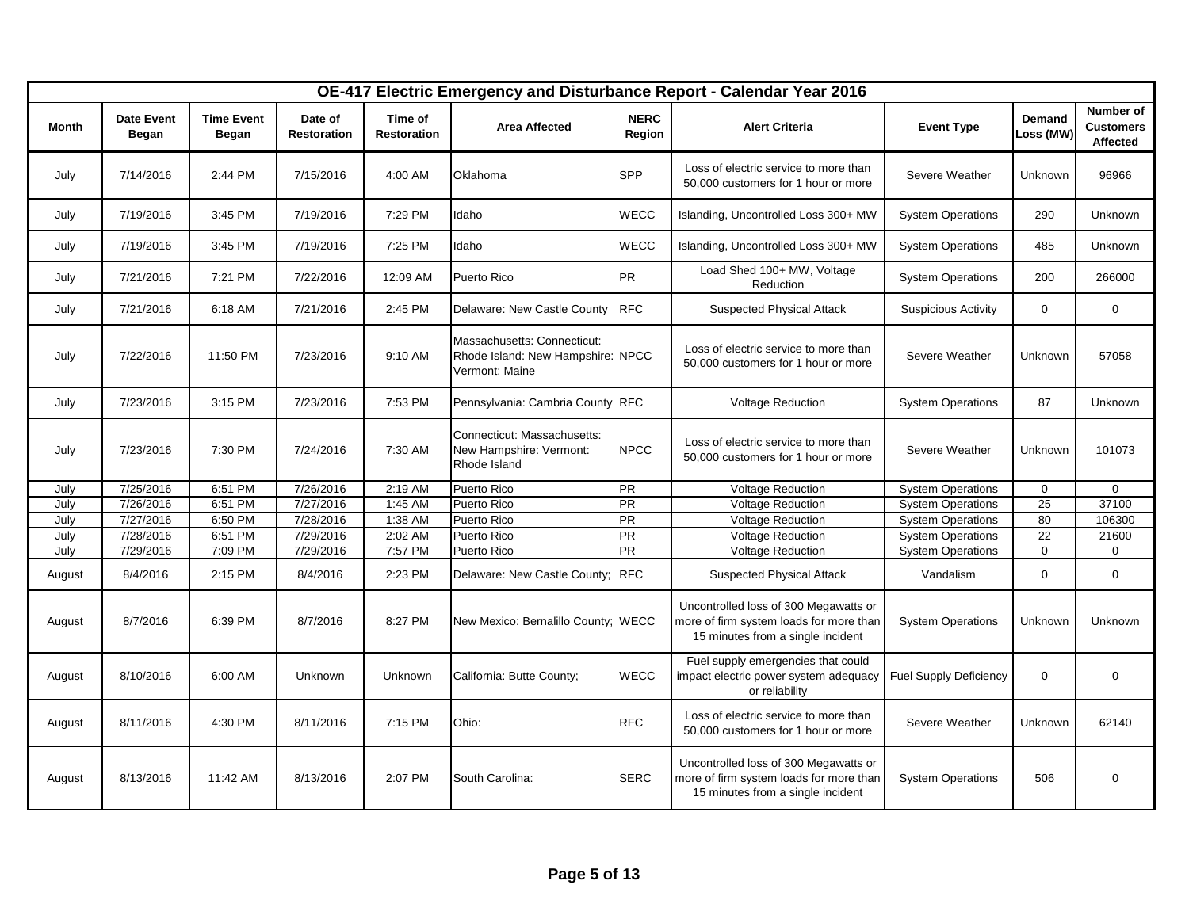| OE-417 Electric Emergency and Disturbance Report - Calendar Year 2016 | | | | | | | | | | |
|---|---|---|---|---|---|---|---|---|---|---|
| **Month** | **Date Event Began** | **Time Event Began** | **Date of Restoration** | **Time of Restoration** | **Area Affected** | **NERC Region** | **Alert Criteria** | **Event Type** | **Demand Loss (MW)** | **Number of Customers Affected** |
| July | 7/14/2016 | 2:44 PM | 7/15/2016 | 4:00 AM | Oklahoma | SPP | Loss of electric service to more than 50,000 customers for 1 hour or more | Severe Weather | Unknown | 96966 |
| July | 7/19/2016 | 3:45 PM | 7/19/2016 | 7:29 PM | Idaho | WECC | Islanding, Uncontrolled Loss 300+ MW | System Operations | 290 | Unknown |
| July | 7/19/2016 | 3:45 PM | 7/19/2016 | 7:25 PM | Idaho | WECC | Islanding, Uncontrolled Loss 300+ MW | System Operations | 485 | Unknown |
| July | 7/21/2016 | 7:21 PM | 7/22/2016 | 12:09 AM | Puerto Rico | PR | Load Shed 100+ MW, Voltage Reduction | System Operations | 200 | 266000 |
| July | 7/21/2016 | 6:18 AM | 7/21/2016 | 2:45 PM | Delaware: New Castle County | RFC | Suspected Physical Attack | Suspicious Activity | 0 | 0 |
| July | 7/22/2016 | 11:50 PM | 7/23/2016 | 9:10 AM | Massachusetts: Connecticut: Rhode Island: New Hampshire: Vermont: Maine | NPCC | Loss of electric service to more than 50,000 customers for 1 hour or more | Severe Weather | Unknown | 57058 |
| July | 7/23/2016 | 3:15 PM | 7/23/2016 | 7:53 PM | Pennsylvania: Cambria County | RFC | Voltage Reduction | System Operations | 87 | Unknown |
| July | 7/23/2016 | 7:30 PM | 7/24/2016 | 7:30 AM | Connecticut: Massachusetts: New Hampshire: Vermont: Rhode Island | NPCC | Loss of electric service to more than 50,000 customers for 1 hour or more | Severe Weather | Unknown | 101073 |
| July | 7/25/2016 | 6:51 PM | 7/26/2016 | 2:19 AM | Puerto Rico | PR | Voltage Reduction | System Operations | 0 | 0 |
| July | 7/26/2016 | 6:51 PM | 7/27/2016 | 1:45 AM | Puerto Rico | PR | Voltage Reduction | System Operations | 25 | 37100 |
| July | 7/27/2016 | 6:50 PM | 7/28/2016 | 1:38 AM | Puerto Rico | PR | Voltage Reduction | System Operations | 80 | 106300 |
| July | 7/28/2016 | 6:51 PM | 7/29/2016 | 2:02 AM | Puerto Rico | PR | Voltage Reduction | System Operations | 22 | 21600 |
| July | 7/29/2016 | 7:09 PM | 7/29/2016 | 7:57 PM | Puerto Rico | PR | Voltage Reduction | System Operations | 0 | 0 |
| August | 8/4/2016 | 2:15 PM | 8/4/2016 | 2:23 PM | Delaware: New Castle County; | RFC | Suspected Physical Attack | Vandalism | 0 | 0 |
| August | 8/7/2016 | 6:39 PM | 8/7/2016 | 8:27 PM | New Mexico: Bernalillo County; | WECC | Uncontrolled loss of 300 Megawatts or more of firm system loads for more than 15 minutes from a single incident | System Operations | Unknown | Unknown |
| August | 8/10/2016 | 6:00 AM | Unknown | Unknown | California: Butte County; | WECC | Fuel supply emergencies that could impact electric power system adequacy or reliability | Fuel Supply Deficiency | 0 | 0 |
| August | 8/11/2016 | 4:30 PM | 8/11/2016 | 7:15 PM | Ohio: | RFC | Loss of electric service to more than 50,000 customers for 1 hour or more | Severe Weather | Unknown | 62140 |
| August | 8/13/2016 | 11:42 AM | 8/13/2016 | 2:07 PM | South Carolina: | SERC | Uncontrolled loss of 300 Megawatts or more of firm system loads for more than 15 minutes from a single incident | System Operations | 506 | 0 |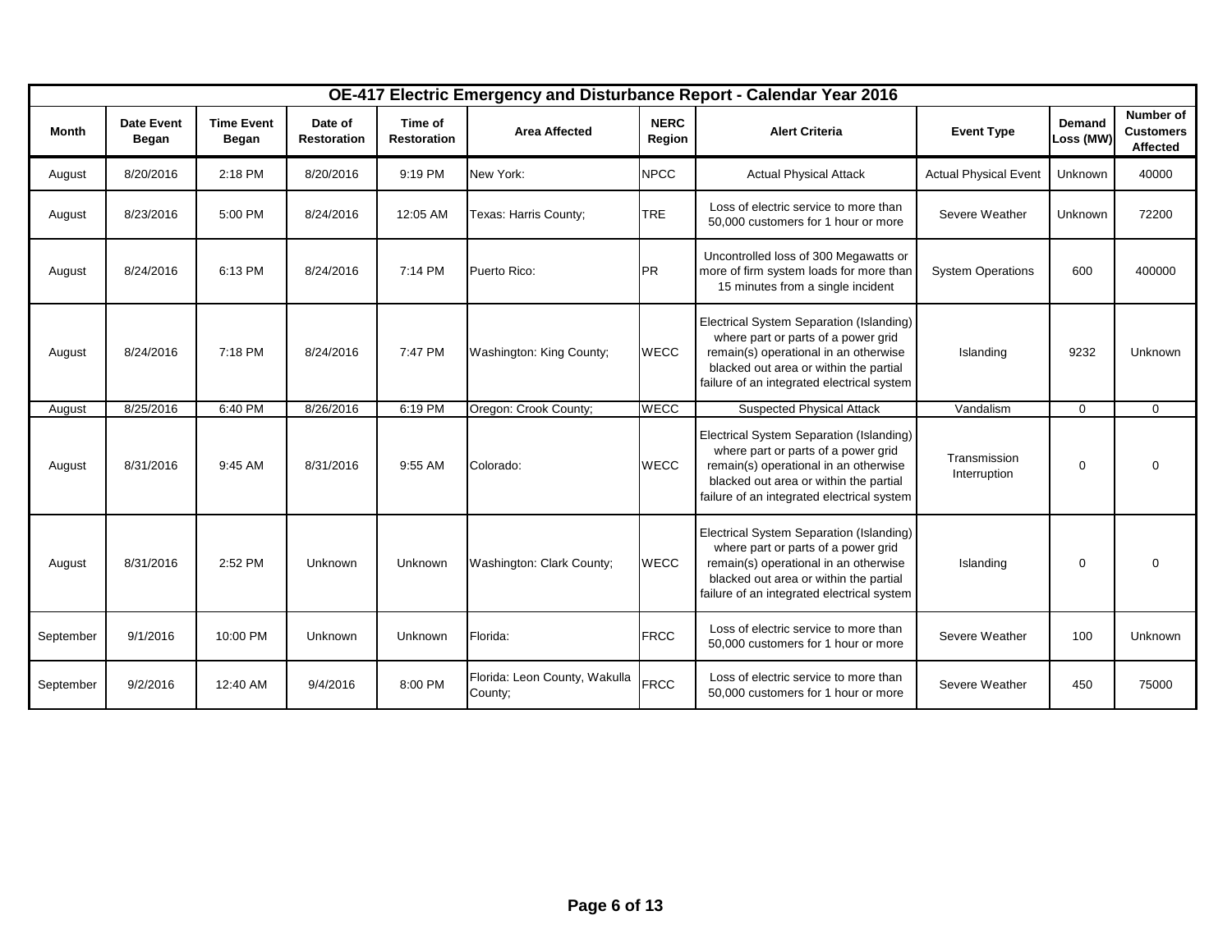| OE-417 Electric Emergency and Disturbance Report - Calendar Year 2016 | | | | | | | | | | |
|---|---|---|---|---|---|---|---|---|---|---|
| **Month** | **Date Event Began** | **Time Event Began** | **Date of Restoration** | **Time of Restoration** | **Area Affected** | **NERC Region** | **Alert Criteria** | **Event Type** | **Demand Loss (MW)** | **Number of Customers Affected** |
| August | 8/20/2016 | 2:18 PM | 8/20/2016 | 9:19 PM | New York: | NPCC | Actual Physical Attack | Actual Physical Event | Unknown | 40000 |
| August | 8/23/2016 | 5:00 PM | 8/24/2016 | 12:05 AM | Texas: Harris County; | TRE | Loss of electric service to more than 50,000 customers for 1 hour or more | Severe Weather | Unknown | 72200 |
| August | 8/24/2016 | 6:13 PM | 8/24/2016 | 7:14 PM | Puerto Rico: | PR | Uncontrolled loss of 300 Megawatts or more of firm system loads for more than 15 minutes from a single incident | System Operations | 600 | 400000 |
| August | 8/24/2016 | 7:18 PM | 8/24/2016 | 7:47 PM | Washington: King County; | WECC | Electrical System Separation (Islanding) where part or parts of a power grid remain(s) operational in an otherwise blacked out area or within the partial failure of an integrated electrical system | Islanding | 9232 | Unknown |
| August | 8/25/2016 | 6:40 PM | 8/26/2016 | 6:19 PM | Oregon: Crook County; | WECC | Suspected Physical Attack | Vandalism | 0 | 0 |
| August | 8/31/2016 | 9:45 AM | 8/31/2016 | 9:55 AM | Colorado: | WECC | Electrical System Separation (Islanding) where part or parts of a power grid remain(s) operational in an otherwise blacked out area or within the partial failure of an integrated electrical system | Transmission Interruption | 0 | 0 |
| August | 8/31/2016 | 2:52 PM | Unknown | Unknown | Washington: Clark County; | WECC | Electrical System Separation (Islanding) where part or parts of a power grid remain(s) operational in an otherwise blacked out area or within the partial failure of an integrated electrical system | Islanding | 0 | 0 |
| September | 9/1/2016 | 10:00 PM | Unknown | Unknown | Florida: | FRCC | Loss of electric service to more than 50,000 customers for 1 hour or more | Severe Weather | 100 | Unknown |
| September | 9/2/2016 | 12:40 AM | 9/4/2016 | 8:00 PM | Florida: Leon County, Wakulla County; | FRCC | Loss of electric service to more than 50,000 customers for 1 hour or more | Severe Weather | 450 | 75000 |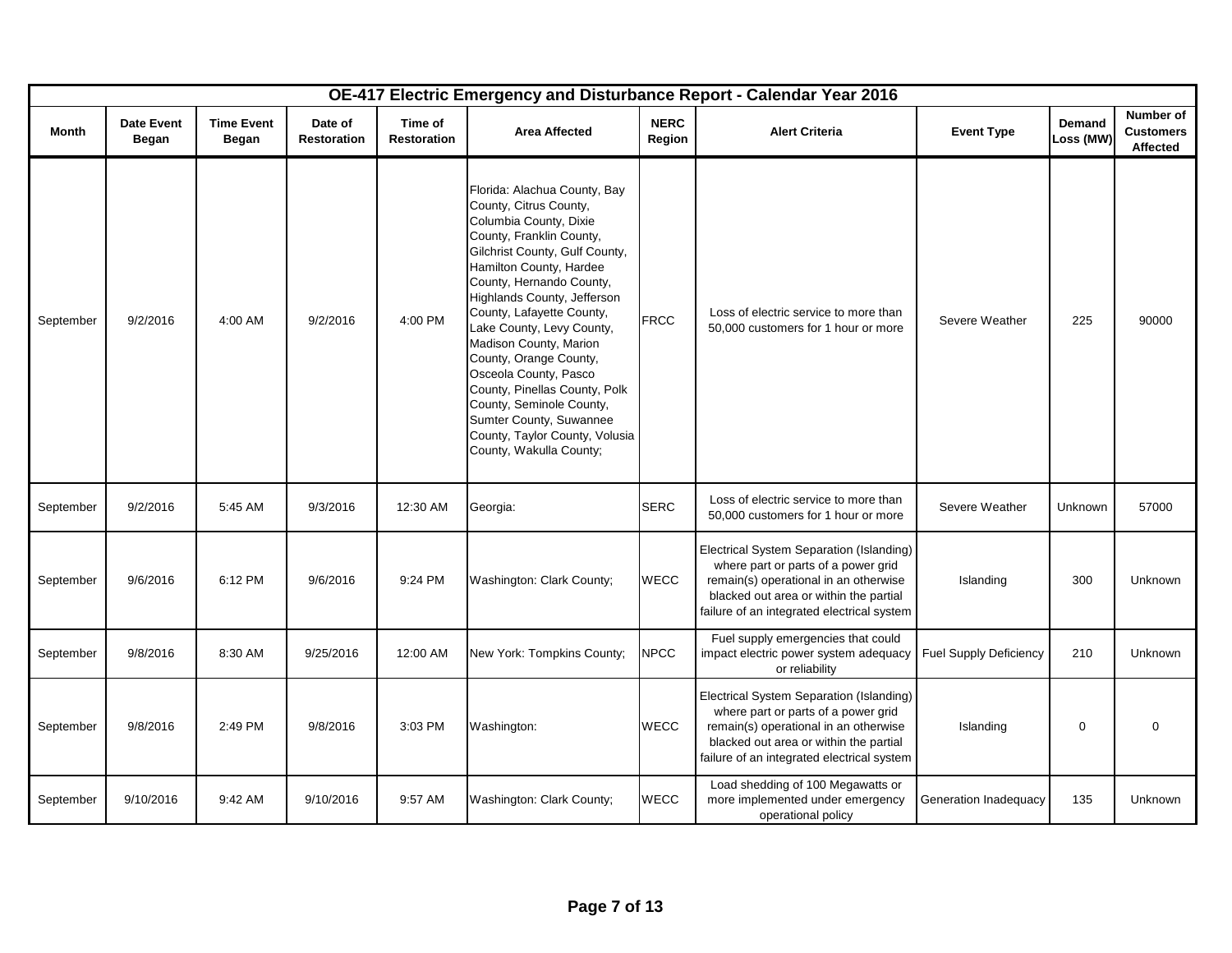# OE-417 Electric Emergency and Disturbance Report - Calendar Year 2016

| Month | Date Event Began | Time Event Began | Date of Restoration | Time of Restoration | Area Affected | NERC Region | Alert Criteria | Event Type | Demand Loss (MW) | Number of Customers Affected |
|---|---|---|---|---|---|---|---|---|---|---|
| September | 9/2/2016 | 4:00 AM | 9/2/2016 | 4:00 PM | Florida: Alachua County, Bay County, Citrus County, Columbia County, Dixie County, Franklin County, Gilchrist County, Gulf County, Hamilton County, Hardee County, Hernando County, Highlands County, Jefferson County, Lafayette County, Lake County, Levy County, Madison County, Marion County, Orange County, Osceola County, Pasco County, Pinellas County, Polk County, Seminole County, Sumter County, Suwannee County, Taylor County, Volusia County, Wakulla County; | FRCC | Loss of electric service to more than 50,000 customers for 1 hour or more | Severe Weather | 225 | 90000 |
| September | 9/2/2016 | 5:45 AM | 9/3/2016 | 12:30 AM | Georgia: | SERC | Loss of electric service to more than 50,000 customers for 1 hour or more | Severe Weather | Unknown | 57000 |
| September | 9/6/2016 | 6:12 PM | 9/6/2016 | 9:24 PM | Washington: Clark County; | WECC | Electrical System Separation (Islanding) where part or parts of a power grid remain(s) operational in an otherwise blacked out area or within the partial failure of an integrated electrical system | Islanding | 300 | Unknown |
| September | 9/8/2016 | 8:30 AM | 9/25/2016 | 12:00 AM | New York: Tompkins County; | NPCC | Fuel supply emergencies that could impact electric power system adequacy or reliability | Fuel Supply Deficiency | 210 | Unknown |
| September | 9/8/2016 | 2:49 PM | 9/8/2016 | 3:03 PM | Washington: | WECC | Electrical System Separation (Islanding) where part or parts of a power grid remain(s) operational in an otherwise blacked out area or within the partial failure of an integrated electrical system | Islanding | 0 | 0 |
| September | 9/10/2016 | 9:42 AM | 9/10/2016 | 9:57 AM | Washington: Clark County; | WECC | Load shedding of 100 Megawatts or more implemented under emergency operational policy | Generation Inadequacy | 135 | Unknown |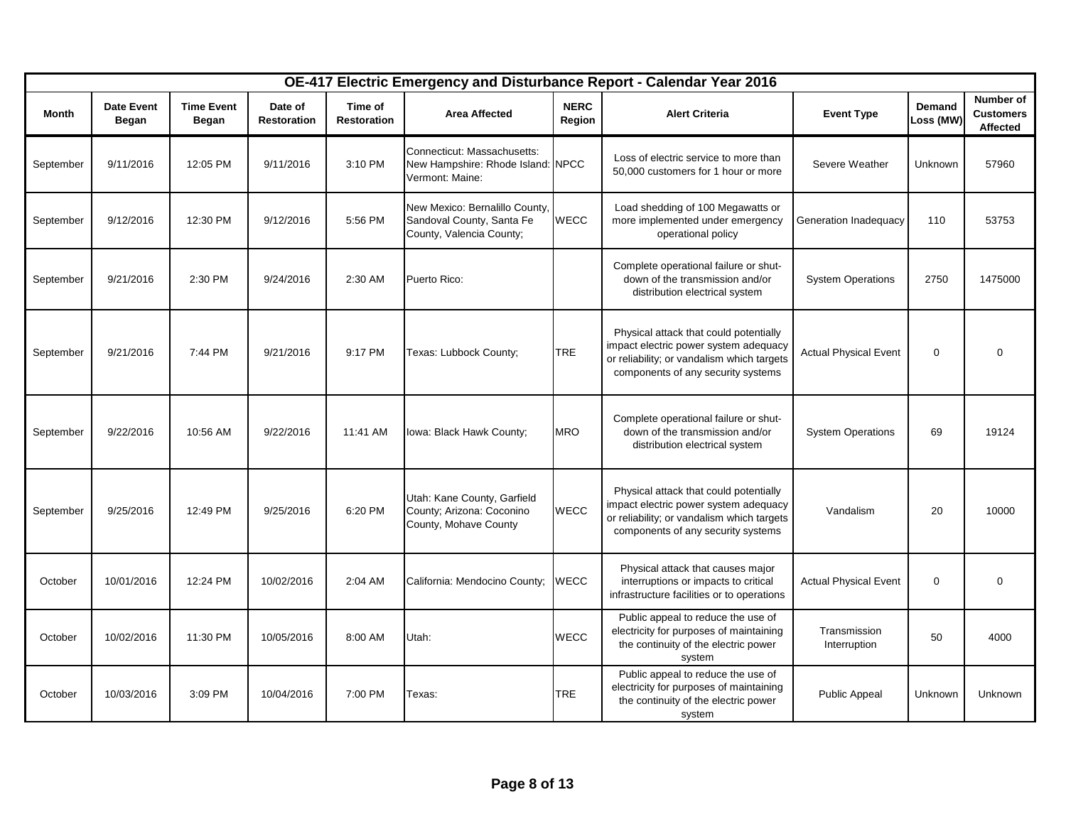| OE-417 Electric Emergency and Disturbance Report - Calendar Year 2016 | | | | | | | | | | |
|---|---|---|---|---|---|---|---|---|---|---|
| **Month** | **Date Event Began** | **Time Event Began** | **Date of Restoration** | **Time of Restoration** | **Area Affected** | **NERC Region** | **Alert Criteria** | **Event Type** | **Demand Loss (MW)** | **Number of Customers Affected** |
| September | 9/11/2016 | 12:05 PM | 9/11/2016 | 3:10 PM | Connecticut: Massachusetts: New Hampshire: Rhode Island: Vermont: Maine: | NPCC | Loss of electric service to more than 50,000 customers for 1 hour or more | Severe Weather | Unknown | 57960 |
| September | 9/12/2016 | 12:30 PM | 9/12/2016 | 5:56 PM | New Mexico: Bernalillo County, Sandoval County, Santa Fe County, Valencia County; | WECC | Load shedding of 100 Megawatts or more implemented under emergency operational policy | Generation Inadequacy | 110 | 53753 |
| September | 9/21/2016 | 2:30 PM | 9/24/2016 | 2:30 AM | Puerto Rico: | | Complete operational failure or shut-down of the transmission and/or distribution electrical system | System Operations | 2750 | 1475000 |
| September | 9/21/2016 | 7:44 PM | 9/21/2016 | 9:17 PM | Texas: Lubbock County; | TRE | Physical attack that could potentially impact electric power system adequacy or reliability; or vandalism which targets components of any security systems | Actual Physical Event | 0 | 0 |
| September | 9/22/2016 | 10:56 AM | 9/22/2016 | 11:41 AM | Iowa: Black Hawk County; | MRO | Complete operational failure or shut-down of the transmission and/or distribution electrical system | System Operations | 69 | 19124 |
| September | 9/25/2016 | 12:49 PM | 9/25/2016 | 6:20 PM | Utah: Kane County, Garfield County; Arizona: Coconino County, Mohave County | WECC | Physical attack that could potentially impact electric power system adequacy or reliability; or vandalism which targets components of any security systems | Vandalism | 20 | 10000 |
| October | 10/01/2016 | 12:24 PM | 10/02/2016 | 2:04 AM | California: Mendocino County; | WECC | Physical attack that causes major interruptions or impacts to critical infrastructure facilities or to operations | Actual Physical Event | 0 | 0 |
| October | 10/02/2016 | 11:30 PM | 10/05/2016 | 8:00 AM | Utah: | WECC | Public appeal to reduce the use of electricity for purposes of maintaining the continuity of the electric power system | Transmission Interruption | 50 | 4000 |
| October | 10/03/2016 | 3:09 PM | 10/04/2016 | 7:00 PM | Texas: | TRE | Public appeal to reduce the use of electricity for purposes of maintaining the continuity of the electric power system | Public Appeal | Unknown | Unknown |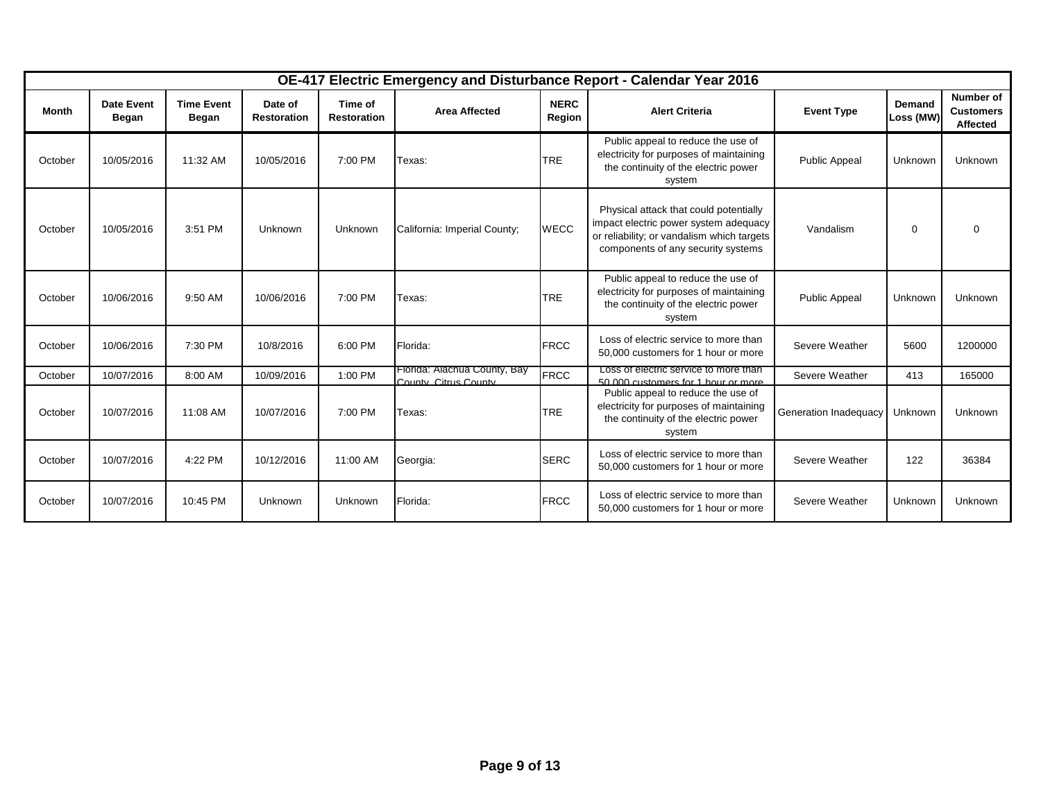| OE-417 Electric Emergency and Disturbance Report - Calendar Year 2016 | | | | | | | | | | |
|---|---|---|---|---|---|---|---|---|---|---|
| **Month** | **Date Event Began** | **Time Event Began** | **Date of Restoration** | **Time of Restoration** | **Area Affected** | **NERC Region** | **Alert Criteria** | **Event Type** | **Demand Loss (MW)** | **Number of Customers Affected** |
| October | 10/05/2016 | 11:32 AM | 10/05/2016 | 7:00 PM | Texas: | TRE | Public appeal to reduce the use of electricity for purposes of maintaining the continuity of the electric power system | Public Appeal | Unknown | Unknown |
| October | 10/05/2016 | 3:51 PM | Unknown | Unknown | California: Imperial County; | WECC | Physical attack that could potentially impact electric power system adequacy or reliability; or vandalism which targets components of any security systems | Vandalism | 0 | 0 |
| October | 10/06/2016 | 9:50 AM | 10/06/2016 | 7:00 PM | Texas: | TRE | Public appeal to reduce the use of electricity for purposes of maintaining the continuity of the electric power system | Public Appeal | Unknown | Unknown |
| October | 10/06/2016 | 7:30 PM | 10/8/2016 | 6:00 PM | Florida: | FRCC | Loss of electric service to more than 50,000 customers for 1 hour or more | Severe Weather | 5600 | 1200000 |
| October | 10/07/2016 | 8:00 AM | 10/09/2016 | 1:00 PM | Florida: Alachua County, Bay County, Citrus County | FRCC | Loss of electric service to more than 50,000 customers for 1 hour or more | Severe Weather | 413 | 165000 |
| October | 10/07/2016 | 11:08 AM | 10/07/2016 | 7:00 PM | Texas: | TRE | Public appeal to reduce the use of electricity for purposes of maintaining the continuity of the electric power system | Generation Inadequacy | Unknown | Unknown |
| October | 10/07/2016 | 4:22 PM | 10/12/2016 | 11:00 AM | Georgia: | SERC | Loss of electric service to more than 50,000 customers for 1 hour or more | Severe Weather | 122 | 36384 |
| October | 10/07/2016 | 10:45 PM | Unknown | Unknown | Florida: | FRCC | Loss of electric service to more than 50,000 customers for 1 hour or more | Severe Weather | Unknown | Unknown |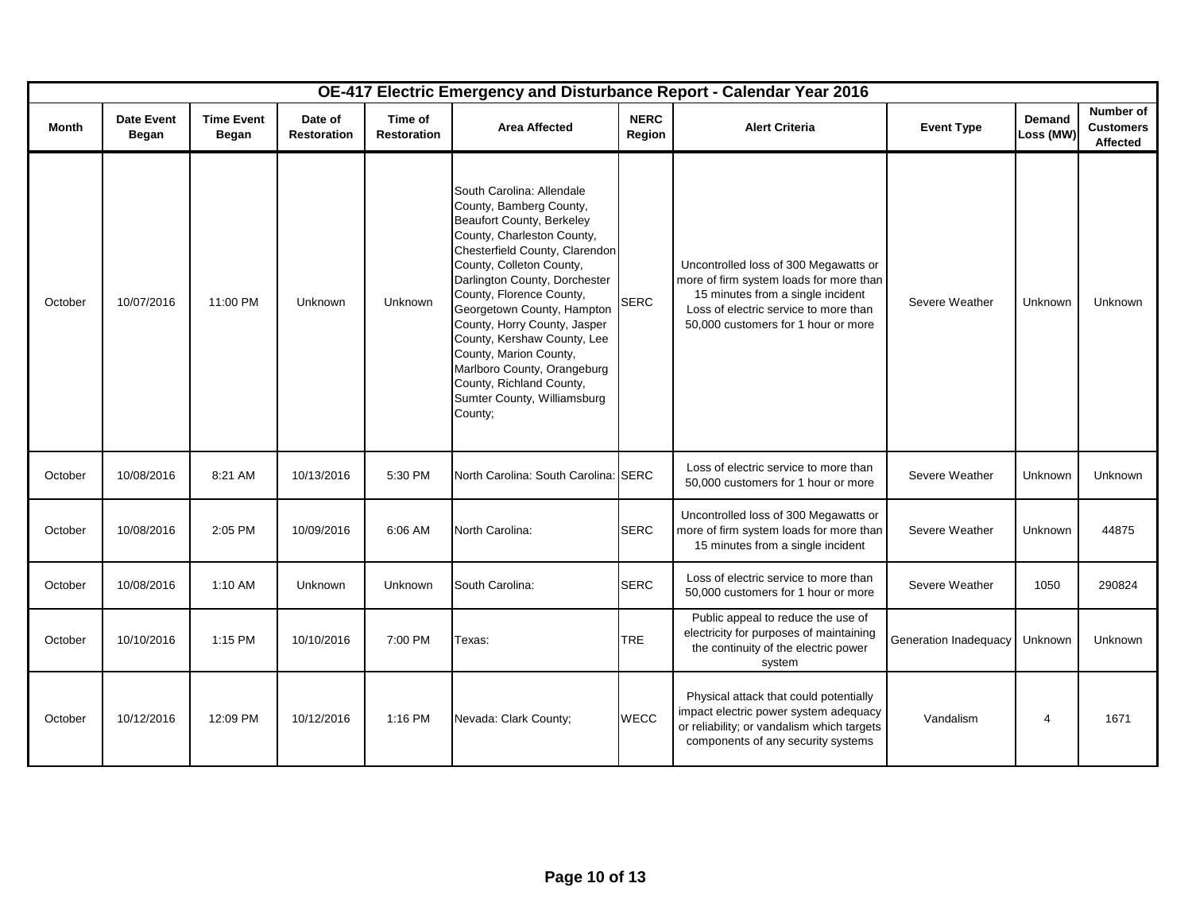| OE-417 Electric Emergency and Disturbance Report - Calendar Year 2016 | | | | | | | | | | |
|---|---|---|---|---|---|---|---|---|---|---|
| Month | Date Event Began | Time Event Began | Date of Restoration | Time of Restoration | Area Affected | NERC Region | Alert Criteria | Event Type | Demand Loss (MW) | Number of Customers Affected |
| October | 10/07/2016 | 11:00 PM | Unknown | Unknown | South Carolina: Allendale County, Bamberg County, Beaufort County, Berkeley County, Charleston County, Chesterfield County, Clarendon County, Colleton County, Darlington County, Dorchester County, Florence County, Georgetown County, Hampton County, Horry County, Jasper County, Kershaw County, Lee County, Marion County, Marlboro County, Orangeburg County, Richland County, Sumter County, Williamsburg County; | SERC | Uncontrolled loss of 300 Megawatts or more of firm system loads for more than 15 minutes from a single incident Loss of electric service to more than 50,000 customers for 1 hour or more | Severe Weather | Unknown | Unknown |
| October | 10/08/2016 | 8:21 AM | 10/13/2016 | 5:30 PM | North Carolina: South Carolina: | SERC | Loss of electric service to more than 50,000 customers for 1 hour or more | Severe Weather | Unknown | Unknown |
| October | 10/08/2016 | 2:05 PM | 10/09/2016 | 6:06 AM | North Carolina: | SERC | Uncontrolled loss of 300 Megawatts or more of firm system loads for more than 15 minutes from a single incident | Severe Weather | Unknown | 44875 |
| October | 10/08/2016 | 1:10 AM | Unknown | Unknown | South Carolina: | SERC | Loss of electric service to more than 50,000 customers for 1 hour or more | Severe Weather | 1050 | 290824 |
| October | 10/10/2016 | 1:15 PM | 10/10/2016 | 7:00 PM | Texas: | TRE | Public appeal to reduce the use of electricity for purposes of maintaining the continuity of the electric power system | Generation Inadequacy | Unknown | Unknown |
| October | 10/12/2016 | 12:09 PM | 10/12/2016 | 1:16 PM | Nevada: Clark County; | WECC | Physical attack that could potentially impact electric power system adequacy or reliability; or vandalism which targets components of any security systems | Vandalism | 4 | 1671 |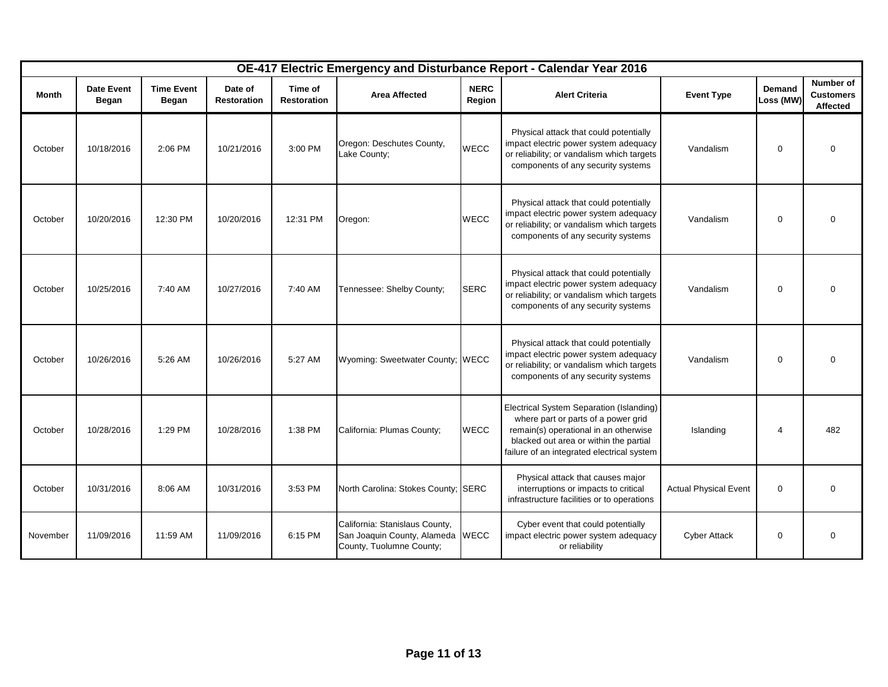| OE-417 Electric Emergency and Disturbance Report - Calendar Year 2016 | | | | | | | | | | |
|---|---|---|---|---|---|---|---|---|---|---|
| **Month** | **Date Event Began** | **Time Event Began** | **Date of Restoration** | **Time of Restoration** | **Area Affected** | **NERC Region** | **Alert Criteria** | **Event Type** | **Demand Loss (MW)** | **Number of Customers Affected** |
| October | 10/18/2016 | 2:06 PM | 10/21/2016 | 3:00 PM | Oregon: Deschutes County, Lake County; | WECC | Physical attack that could potentially impact electric power system adequacy or reliability; or vandalism which targets components of any security systems | Vandalism | 0 | 0 |
| October | 10/20/2016 | 12:30 PM | 10/20/2016 | 12:31 PM | Oregon: | WECC | Physical attack that could potentially impact electric power system adequacy or reliability; or vandalism which targets components of any security systems | Vandalism | 0 | 0 |
| October | 10/25/2016 | 7:40 AM | 10/27/2016 | 7:40 AM | Tennessee: Shelby County; | SERC | Physical attack that could potentially impact electric power system adequacy or reliability; or vandalism which targets components of any security systems | Vandalism | 0 | 0 |
| October | 10/26/2016 | 5:26 AM | 10/26/2016 | 5:27 AM | Wyoming: Sweetwater County; | WECC | Physical attack that could potentially impact electric power system adequacy or reliability; or vandalism which targets components of any security systems | Vandalism | 0 | 0 |
| October | 10/28/2016 | 1:29 PM | 10/28/2016 | 1:38 PM | California: Plumas County; | WECC | Electrical System Separation (Islanding) where part or parts of a power grid remain(s) operational in an otherwise blacked out area or within the partial failure of an integrated electrical system | Islanding | 4 | 482 |
| October | 10/31/2016 | 8:06 AM | 10/31/2016 | 3:53 PM | North Carolina: Stokes County; | SERC | Physical attack that causes major interruptions or impacts to critical infrastructure facilities or to operations | Actual Physical Event | 0 | 0 |
| November | 11/09/2016 | 11:59 AM | 11/09/2016 | 6:15 PM | California: Stanislaus County, San Joaquin County, Alameda County, Tuolumne County; | WECC | Cyber event that could potentially impact electric power system adequacy or reliability | Cyber Attack | 0 | 0 |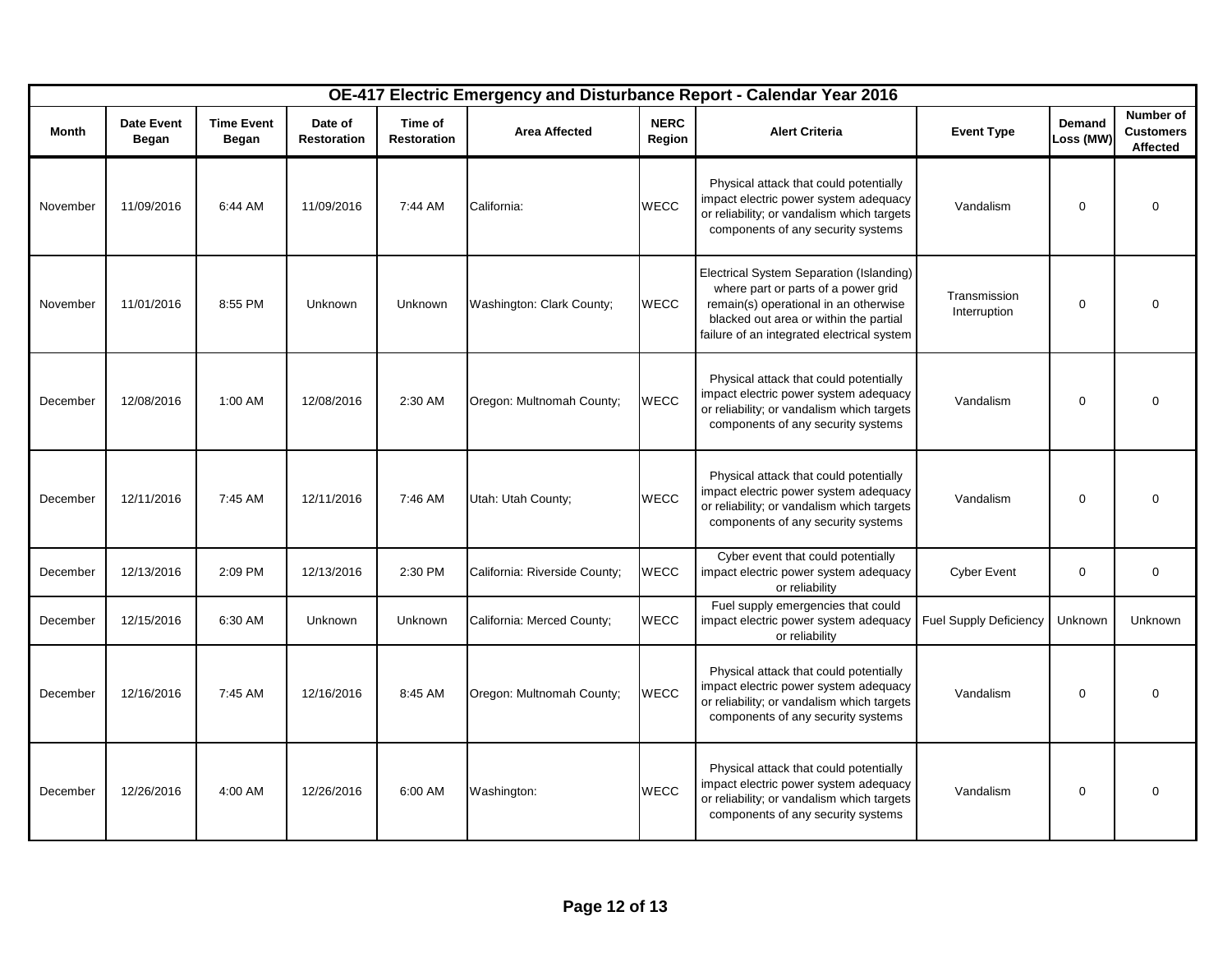| OE-417 Electric Emergency and Disturbance Report - Calendar Year 2016 | | | | | | | | | | |
|---|---|---|---|---|---|---|---|---|---|---|
| **Month** | **Date Event Began** | **Time Event Began** | **Date of Restoration** | **Time of Restoration** | **Area Affected** | **NERC Region** | **Alert Criteria** | **Event Type** | **Demand Loss (MW)** | **Number of Customers Affected** |
| November | 11/09/2016 | 6:44 AM | 11/09/2016 | 7:44 AM | California: | WECC | Physical attack that could potentially impact electric power system adequacy or reliability; or vandalism which targets components of any security systems | Vandalism | 0 | 0 |
| November | 11/01/2016 | 8:55 PM | Unknown | Unknown | Washington: Clark County; | WECC | Electrical System Separation (Islanding) where part or parts of a power grid remain(s) operational in an otherwise blacked out area or within the partial failure of an integrated electrical system | Transmission Interruption | 0 | 0 |
| December | 12/08/2016 | 1:00 AM | 12/08/2016 | 2:30 AM | Oregon: Multnomah County; | WECC | Physical attack that could potentially impact electric power system adequacy or reliability; or vandalism which targets components of any security systems | Vandalism | 0 | 0 |
| December | 12/11/2016 | 7:45 AM | 12/11/2016 | 7:46 AM | Utah: Utah County; | WECC | Physical attack that could potentially impact electric power system adequacy or reliability; or vandalism which targets components of any security systems | Vandalism | 0 | 0 |
| December | 12/13/2016 | 2:09 PM | 12/13/2016 | 2:30 PM | California: Riverside County; | WECC | Cyber event that could potentially impact electric power system adequacy or reliability | Cyber Event | 0 | 0 |
| December | 12/15/2016 | 6:30 AM | Unknown | Unknown | California: Merced County; | WECC | Fuel supply emergencies that could impact electric power system adequacy or reliability | Fuel Supply Deficiency | Unknown | Unknown |
| December | 12/16/2016 | 7:45 AM | 12/16/2016 | 8:45 AM | Oregon: Multnomah County; | WECC | Physical attack that could potentially impact electric power system adequacy or reliability; or vandalism which targets components of any security systems | Vandalism | 0 | 0 |
| December | 12/26/2016 | 4:00 AM | 12/26/2016 | 6:00 AM | Washington: | WECC | Physical attack that could potentially impact electric power system adequacy or reliability; or vandalism which targets components of any security systems | Vandalism | 0 | 0 |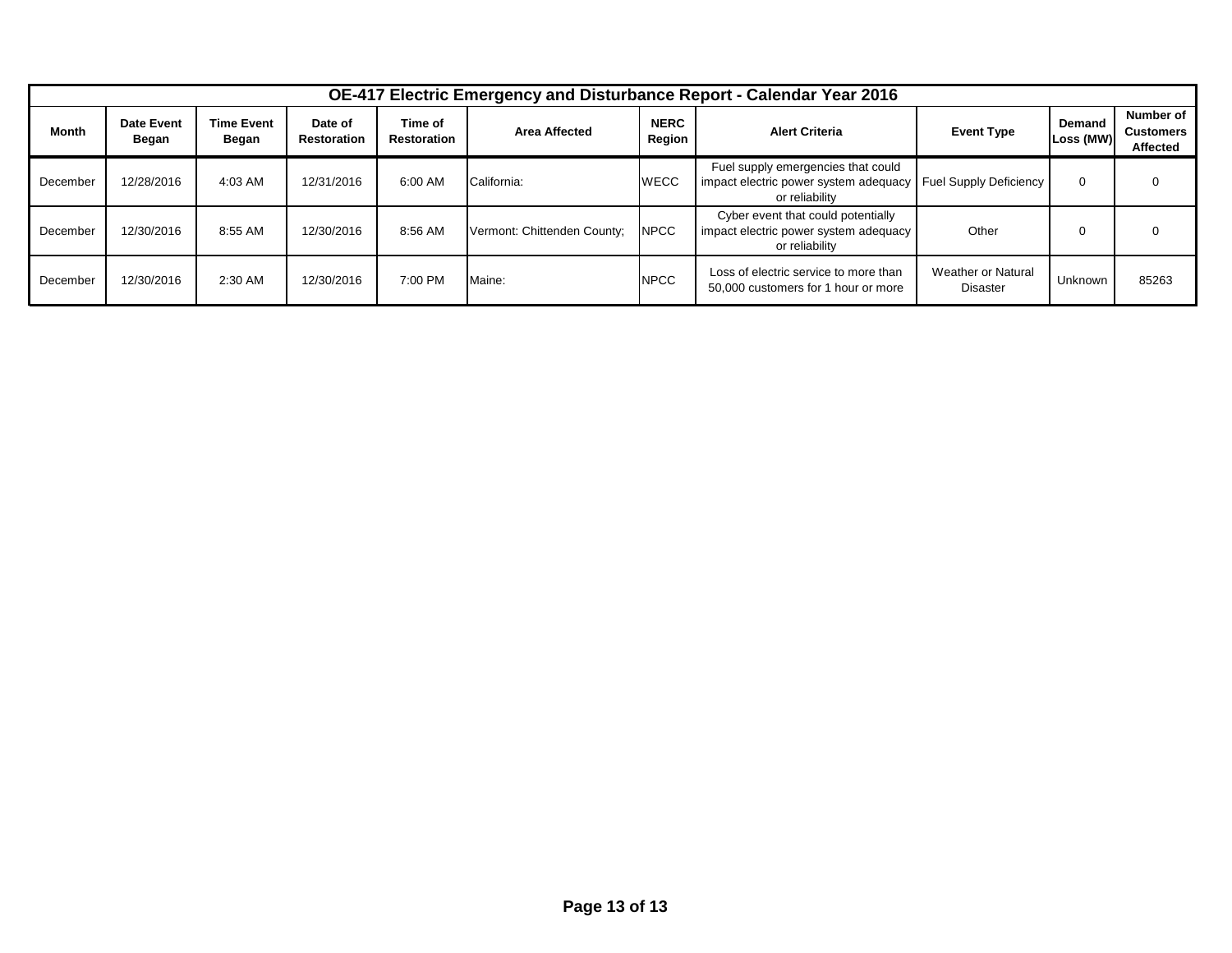| OE-417 Electric Emergency and Disturbance Report - Calendar Year 2016 | | | | | | | | | | |
|---|---|---|---|---|---|---|---|---|---|---|
| **Month** | **Date Event Began** | **Time Event Began** | **Date of Restoration** | **Time of Restoration** | **Area Affected** | **NERC Region** | **Alert Criteria** | **Event Type** | **Demand Loss (MW)** | **Number of Customers Affected** |
| December | 12/28/2016 | 4:03 AM | 12/31/2016 | 6:00 AM | California: | WECC | Fuel supply emergencies that could impact electric power system adequacy or reliability | Fuel Supply Deficiency | 0 | 0 |
| December | 12/30/2016 | 8:55 AM | 12/30/2016 | 8:56 AM | Vermont: Chittenden County; | NPCC | Cyber event that could potentially impact electric power system adequacy or reliability | Other | 0 | 0 |
| December | 12/30/2016 | 2:30 AM | 12/30/2016 | 7:00 PM | Maine: | NPCC | Loss of electric service to more than 50,000 customers for 1 hour or more | Weather or Natural Disaster | Unknown | 85263 |